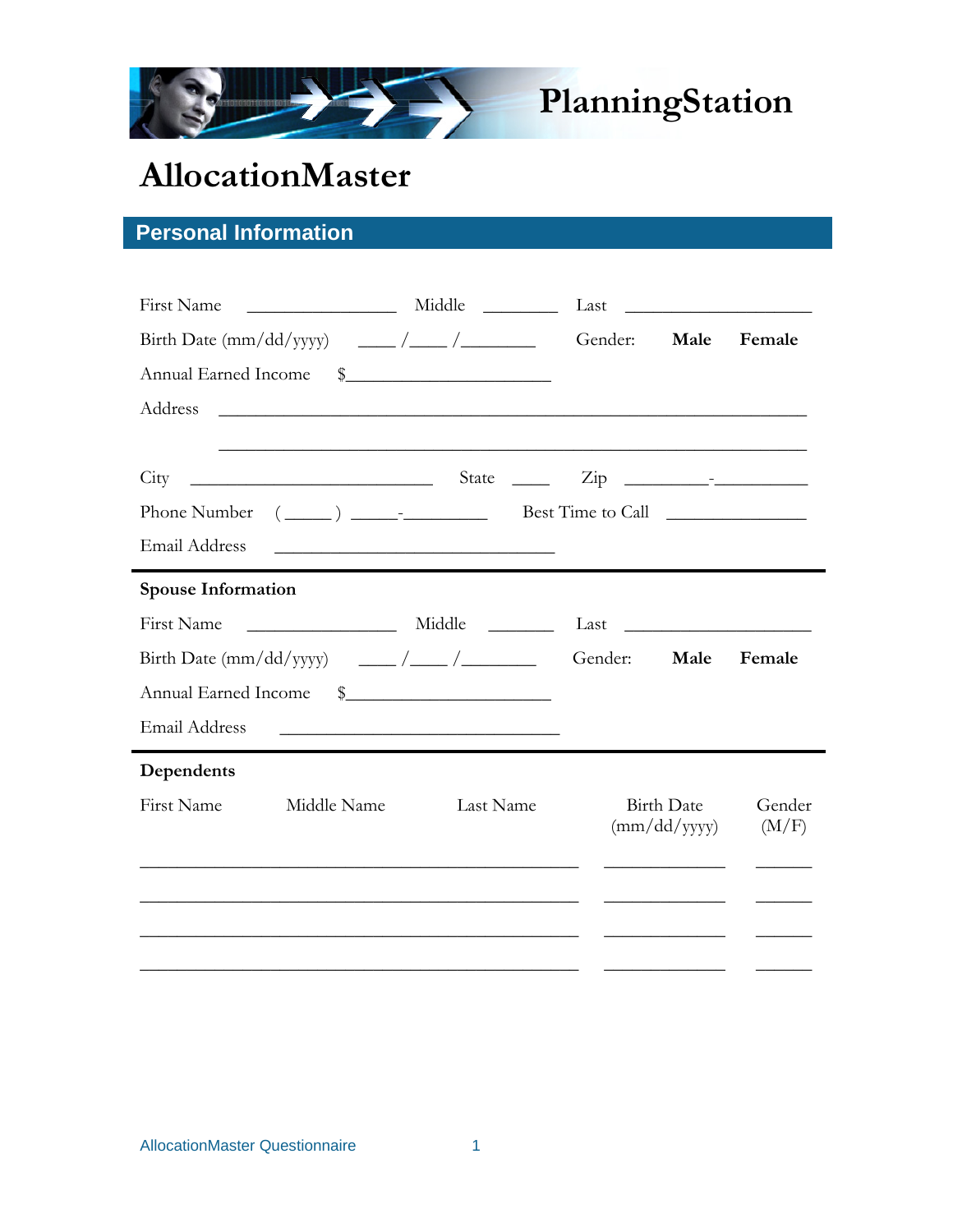PlanningStation

# AllocationMaster

## Personal Information

First Name ________________ Middle ________ Last ____________________

Birth Date (mm/dd/yyyy) ____ /____ /________ Gender: **Male** **Female**

Annual Earned Income $______________________

Address ______________________________________________________________

______________________________________________________________

City ___________________________ State ____ Zip _________-__________

Phone Number (_____) _____-_________ Best Time to Call _______________

Email Address _______________________________

### Spouse Information

First Name ________________ Middle _______ Last ____________________

Birth Date (mm/dd/yyyy) ____ /____ /________ Gender: **Male** **Female**

Annual Earned Income $______________________

Email Address _______________________________

### Dependents

| First Name | Middle Name | Last Name | Birth Date (mm/dd/yyyy) | Gender (M/F) |
|---|---|---|---|---|
| | | | | |
| | | | | |
| | | | | |
| | | | | |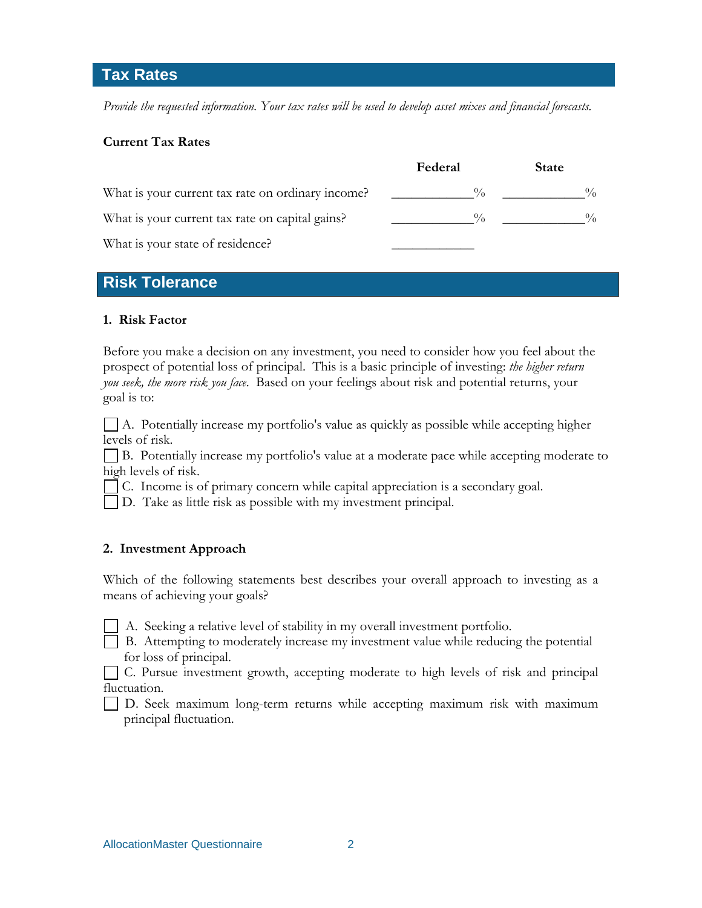## Tax Rates

*Provide the requested information. Your tax rates will be used to develop asset mixes and financial forecasts.*

**Current Tax Rates**

| | Federal | State |
|---|---|---|
| What is your current tax rate on ordinary income? | ___________% | ___________% |
| What is your current tax rate on capital gains? | ___________% | ___________% |
| What is your state of residence? | ___________ | |

## Risk Tolerance

**1. Risk Factor**

Before you make a decision on any investment, you need to consider how you feel about the prospect of potential loss of principal. This is a basic principle of investing: *the higher return you seek, the more risk you face*. Based on your feelings about risk and potential returns, your goal is to:

☐ A. Potentially increase my portfolio's value as quickly as possible while accepting higher levels of risk.
☐ B. Potentially increase my portfolio's value at a moderate pace while accepting moderate to high levels of risk.
☐ C. Income is of primary concern while capital appreciation is a secondary goal.
☐ D. Take as little risk as possible with my investment principal.

**2. Investment Approach**

Which of the following statements best describes your overall approach to investing as a means of achieving your goals?

☐ A. Seeking a relative level of stability in my overall investment portfolio.
☐ B. Attempting to moderately increase my investment value while reducing the potential for loss of principal.
☐ C. Pursue investment growth, accepting moderate to high levels of risk and principal fluctuation.
☐ D. Seek maximum long-term returns while accepting maximum risk with maximum principal fluctuation.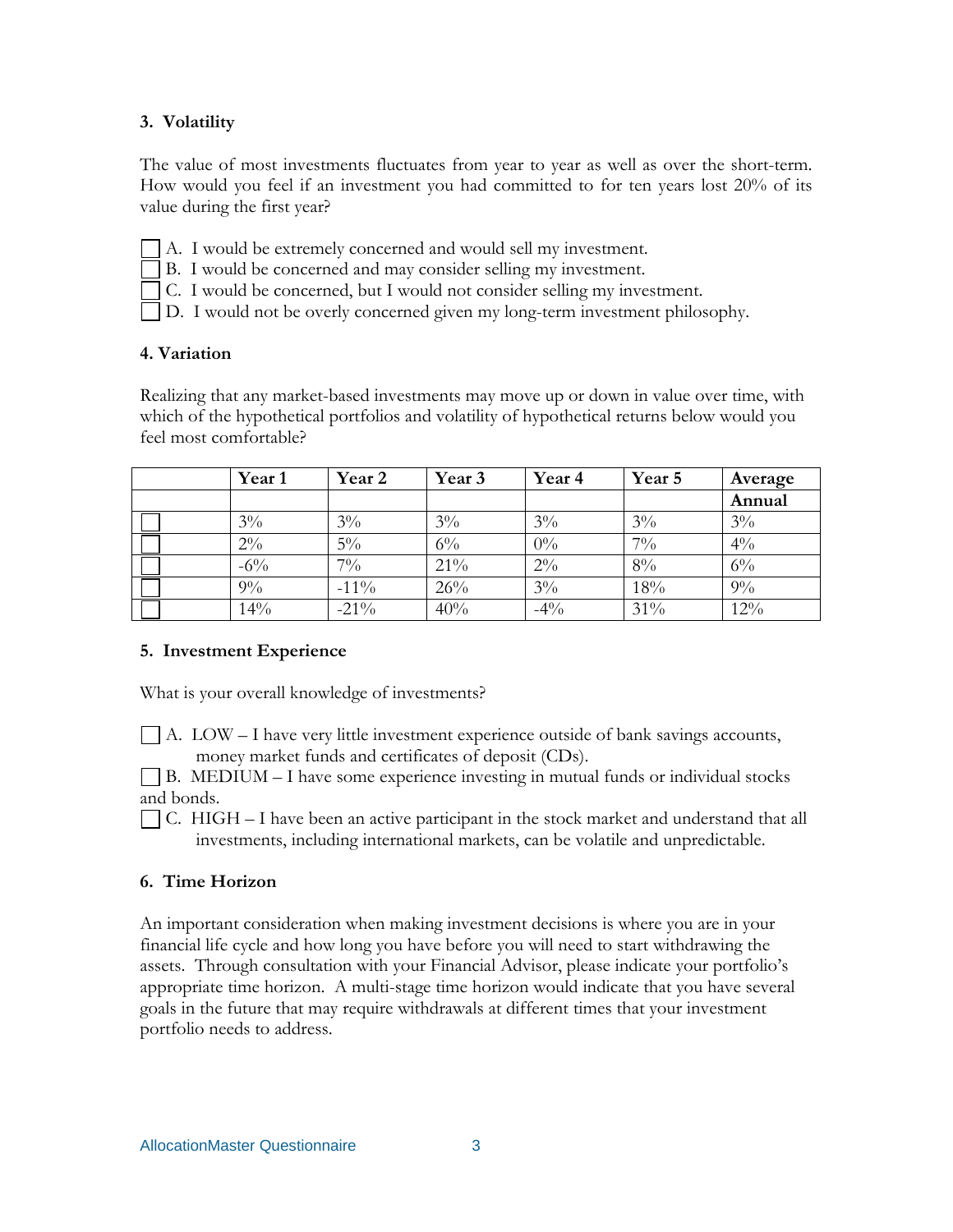**3. Volatility**

The value of most investments fluctuates from year to year as well as over the short-term. How would you feel if an investment you had committed to for ten years lost 20% of its value during the first year?

☐ A. I would be extremely concerned and would sell my investment.
☐ B. I would be concerned and may consider selling my investment.
☐ C. I would be concerned, but I would not consider selling my investment.
☐ D. I would not be overly concerned given my long-term investment philosophy.

**4. Variation**

Realizing that any market-based investments may move up or down in value over time, with which of the hypothetical portfolios and volatility of hypothetical returns below would you feel most comfortable?

| | Year 1 | Year 2 | Year 3 | Year 4 | Year 5 | Average Annual |
|---|---|---|---|---|---|---|
| ☐ | 3% | 3% | 3% | 3% | 3% | 3% |
| ☐ | 2% | 5% | 6% | 0% | 7% | 4% |
| ☐ | -6% | 7% | 21% | 2% | 8% | 6% |
| ☐ | 9% | -11% | 26% | 3% | 18% | 9% |
| ☐ | 14% | -21% | 40% | -4% | 31% | 12% |

**5. Investment Experience**

What is your overall knowledge of investments?

☐ A. LOW – I have very little investment experience outside of bank savings accounts, money market funds and certificates of deposit (CDs).
☐ B. MEDIUM – I have some experience investing in mutual funds or individual stocks and bonds.
☐ C. HIGH – I have been an active participant in the stock market and understand that all investments, including international markets, can be volatile and unpredictable.

**6. Time Horizon**

An important consideration when making investment decisions is where you are in your financial life cycle and how long you have before you will need to start withdrawing the assets. Through consultation with your Financial Advisor, please indicate your portfolio's appropriate time horizon. A multi-stage time horizon would indicate that you have several goals in the future that may require withdrawals at different times that your investment portfolio needs to address.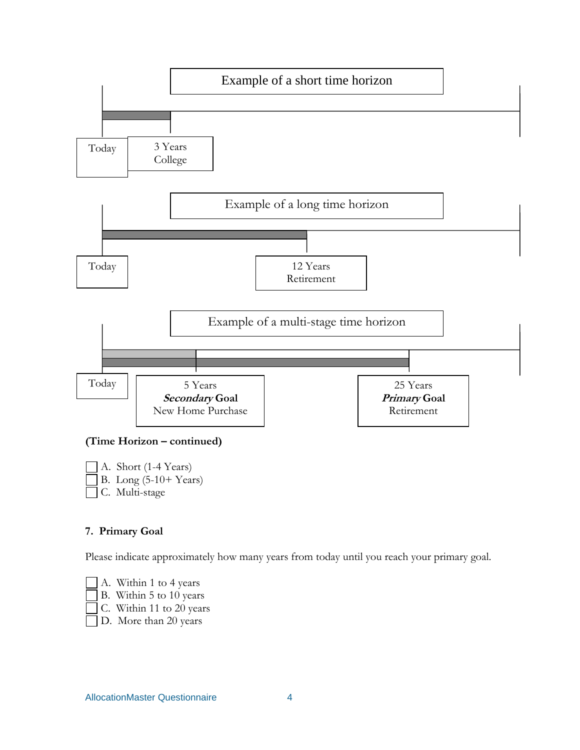Example of a short time horizon

Today | 3 Years College

Example of a long time horizon

Today | 12 Years Retirement

Example of a multi-stage time horizon

Today | 5 Years ***Secondary* Goal** New Home Purchase | 25 Years ***Primary* Goal** Retirement

**(Time Horizon – continued)**

- [ ] A. Short (1-4 Years)
- [ ] B. Long (5-10+ Years)
- [ ] C. Multi-stage

### 7. Primary Goal

Please indicate approximately how many years from today until you reach your primary goal.

- [ ] A. Within 1 to 4 years
- [ ] B. Within 5 to 10 years
- [ ] C. Within 11 to 20 years
- [ ] D. More than 20 years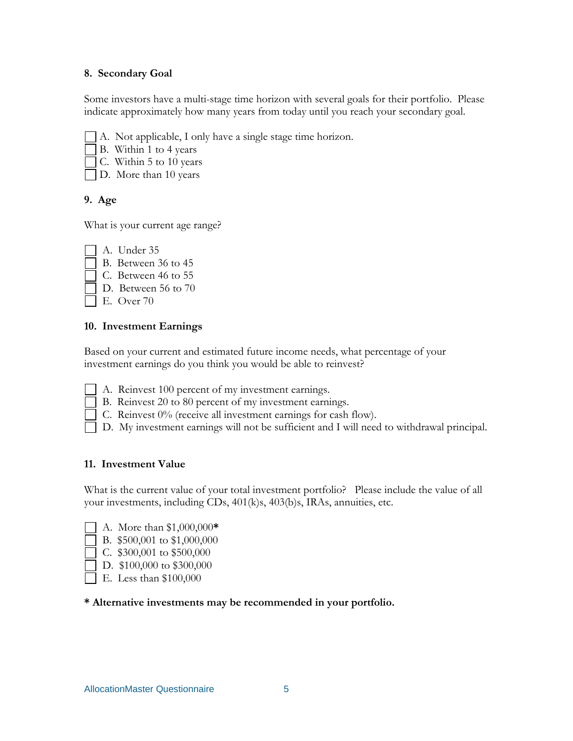### 8. Secondary Goal

Some investors have a multi-stage time horizon with several goals for their portfolio. Please indicate approximately how many years from today until you reach your secondary goal.

- ☐ A. Not applicable, I only have a single stage time horizon.
- ☐ B. Within 1 to 4 years
- ☐ C. Within 5 to 10 years
- ☐ D. More than 10 years

### 9. Age

What is your current age range?

- ☐ A. Under 35
- ☐ B. Between 36 to 45
- ☐ C. Between 46 to 55
- ☐ D. Between 56 to 70
- ☐ E. Over 70

### 10. Investment Earnings

Based on your current and estimated future income needs, what percentage of your investment earnings do you think you would be able to reinvest?

- ☐ A. Reinvest 100 percent of my investment earnings.
- ☐ B. Reinvest 20 to 80 percent of my investment earnings.
- ☐ C. Reinvest 0% (receive all investment earnings for cash flow).
- ☐ D. My investment earnings will not be sufficient and I will need to withdrawal principal.

### 11. Investment Value

What is the current value of your total investment portfolio? Please include the value of all your investments, including CDs, 401(k)s, 403(b)s, IRAs, annuities, etc.

- ☐ A. More than $1,000,000**\***
- ☐ B. $500,001 to $1,000,000
- ☐ C. $300,001 to $500,000
- ☐ D. $100,000 to $300,000
- ☐ E. Less than $100,000

**\* Alternative investments may be recommended in your portfolio.**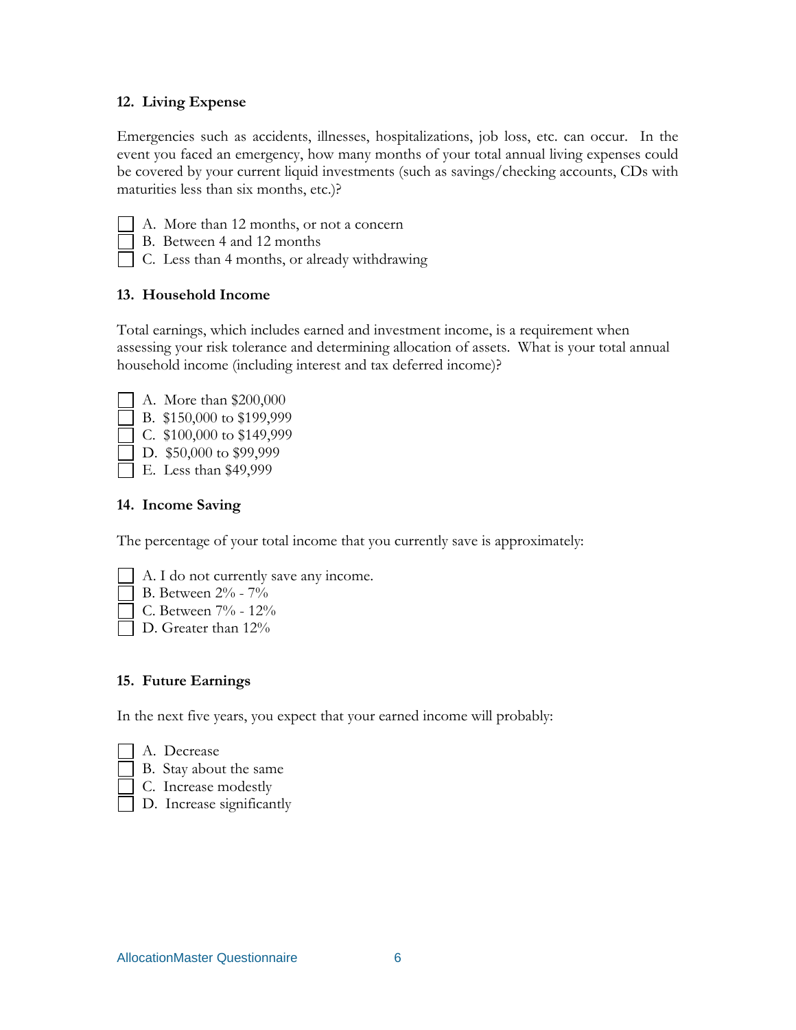### 12. Living Expense

Emergencies such as accidents, illnesses, hospitalizations, job loss, etc. can occur. In the event you faced an emergency, how many months of your total annual living expenses could be covered by your current liquid investments (such as savings/checking accounts, CDs with maturities less than six months, etc.)?

- [ ] A. More than 12 months, or not a concern
- [ ] B. Between 4 and 12 months
- [ ] C. Less than 4 months, or already withdrawing

### 13. Household Income

Total earnings, which includes earned and investment income, is a requirement when assessing your risk tolerance and determining allocation of assets. What is your total annual household income (including interest and tax deferred income)?

- [ ] A. More than $200,000
- [ ] B. $150,000 to $199,999
- [ ] C. $100,000 to $149,999
- [ ] D. $50,000 to $99,999
- [ ] E. Less than $49,999

### 14. Income Saving

The percentage of your total income that you currently save is approximately:

- [ ] A. I do not currently save any income.
- [ ] B. Between 2% - 7%
- [ ] C. Between 7% - 12%
- [ ] D. Greater than 12%

### 15. Future Earnings

In the next five years, you expect that your earned income will probably:

- [ ] A. Decrease
- [ ] B. Stay about the same
- [ ] C. Increase modestly
- [ ] D. Increase significantly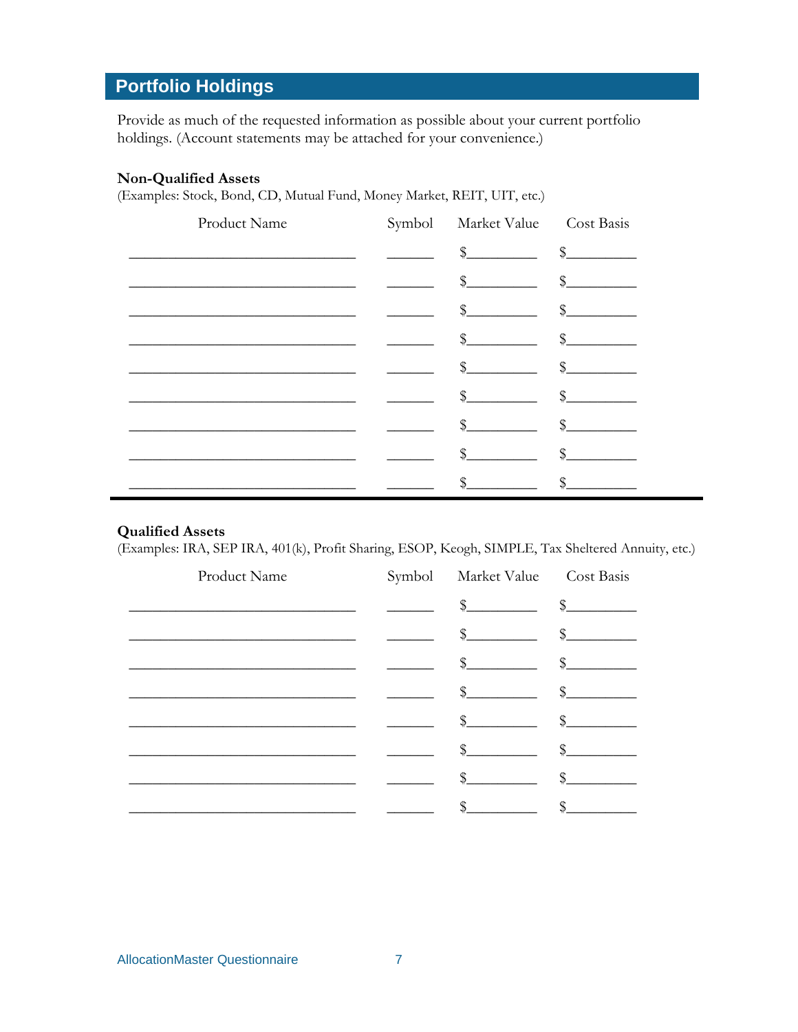## Portfolio Holdings

Provide as much of the requested information as possible about your current portfolio holdings. (Account statements may be attached for your convenience.)

**Non-Qualified Assets**
(Examples: Stock, Bond, CD, Mutual Fund, Money Market, REIT, UIT, etc.)

| Product Name | Symbol | Market Value | Cost Basis |
|---|---|---|---|
| | | $ | $ |
| | | $ | $ |
| | | $ | $ |
| | | $ | $ |
| | | $ | $ |
| | | $ | $ |
| | | $ | $ |
| | | $ | $ |
| | | $ | $ |

**Qualified Assets**
(Examples: IRA, SEP IRA, 401(k), Profit Sharing, ESOP, Keogh, SIMPLE, Tax Sheltered Annuity, etc.)

| Product Name | Symbol | Market Value | Cost Basis |
|---|---|---|---|
| | | $ | $ |
| | | $ | $ |
| | | $ | $ |
| | | $ | $ |
| | | $ | $ |
| | | $ | $ |
| | | $ | $ |
| | | $ | $ |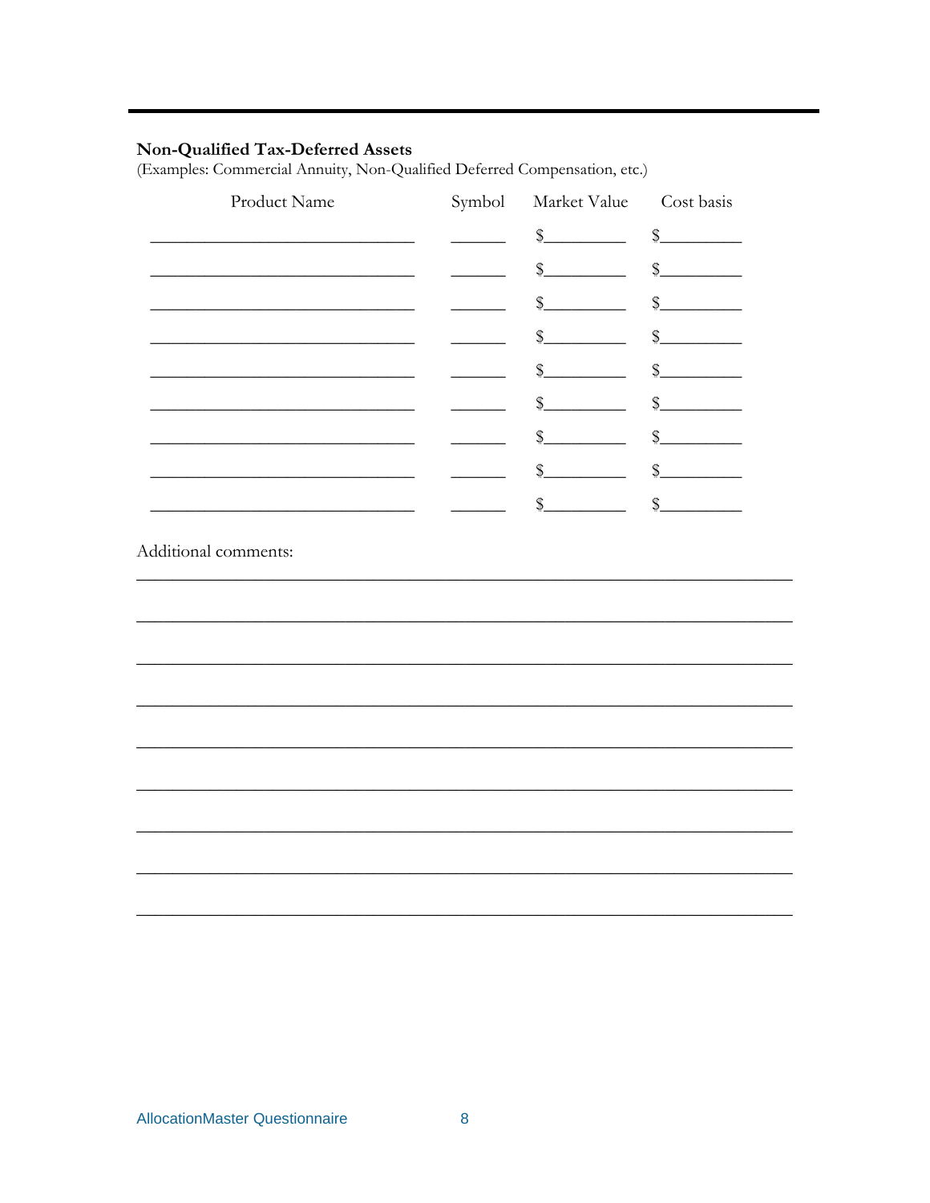**Non-Qualified Tax-Deferred Assets**
(Examples: Commercial Annuity, Non-Qualified Deferred Compensation, etc.)

| Product Name | Symbol | Market Value | Cost basis |
|---|---|---|---|
| ____________________________ | ______ | $_________ | $_________ |
| ____________________________ | ______ | $_________ | $_________ |
| ____________________________ | ______ | $_________ | $_________ |
| ____________________________ | ______ | $_________ | $_________ |
| ____________________________ | ______ | $_________ | $_________ |
| ____________________________ | ______ | $_________ | $_________ |
| ____________________________ | ______ | $_________ | $_________ |
| ____________________________ | ______ | $_________ | $_________ |
| ____________________________ | ______ | $_________ | $_________ |

Additional comments:

______________________________________________________________________

______________________________________________________________________

______________________________________________________________________

______________________________________________________________________

______________________________________________________________________

______________________________________________________________________

______________________________________________________________________

______________________________________________________________________

______________________________________________________________________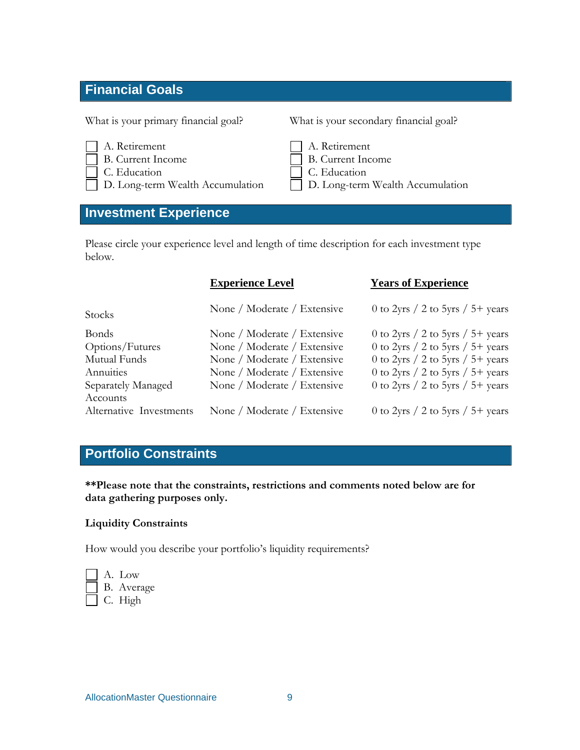## Financial Goals

What is your primary financial goal?

- [ ] A. Retirement
- [ ] B. Current Income
- [ ] C. Education
- [ ] D. Long-term Wealth Accumulation

What is your secondary financial goal?

- [ ] A. Retirement
- [ ] B. Current Income
- [ ] C. Education
- [ ] D. Long-term Wealth Accumulation

## Investment Experience

Please circle your experience level and length of time description for each investment type below.

| | Experience Level | Years of Experience |
|---|---|---|
| Stocks | None / Moderate / Extensive | 0 to 2yrs / 2 to 5yrs / 5+ years |
| Bonds | None / Moderate / Extensive | 0 to 2yrs / 2 to 5yrs / 5+ years |
| Options/Futures | None / Moderate / Extensive | 0 to 2yrs / 2 to 5yrs / 5+ years |
| Mutual Funds | None / Moderate / Extensive | 0 to 2yrs / 2 to 5yrs / 5+ years |
| Annuities | None / Moderate / Extensive | 0 to 2yrs / 2 to 5yrs / 5+ years |
| Separately Managed Accounts | None / Moderate / Extensive | 0 to 2yrs / 2 to 5yrs / 5+ years |
| Alternative Investments | None / Moderate / Extensive | 0 to 2yrs / 2 to 5yrs / 5+ years |

## Portfolio Constraints

**\*\*Please note that the constraints, restrictions and comments noted below are for data gathering purposes only.**

**Liquidity Constraints**

How would you describe your portfolio's liquidity requirements?

- [ ] A. Low
- [ ] B. Average
- [ ] C. High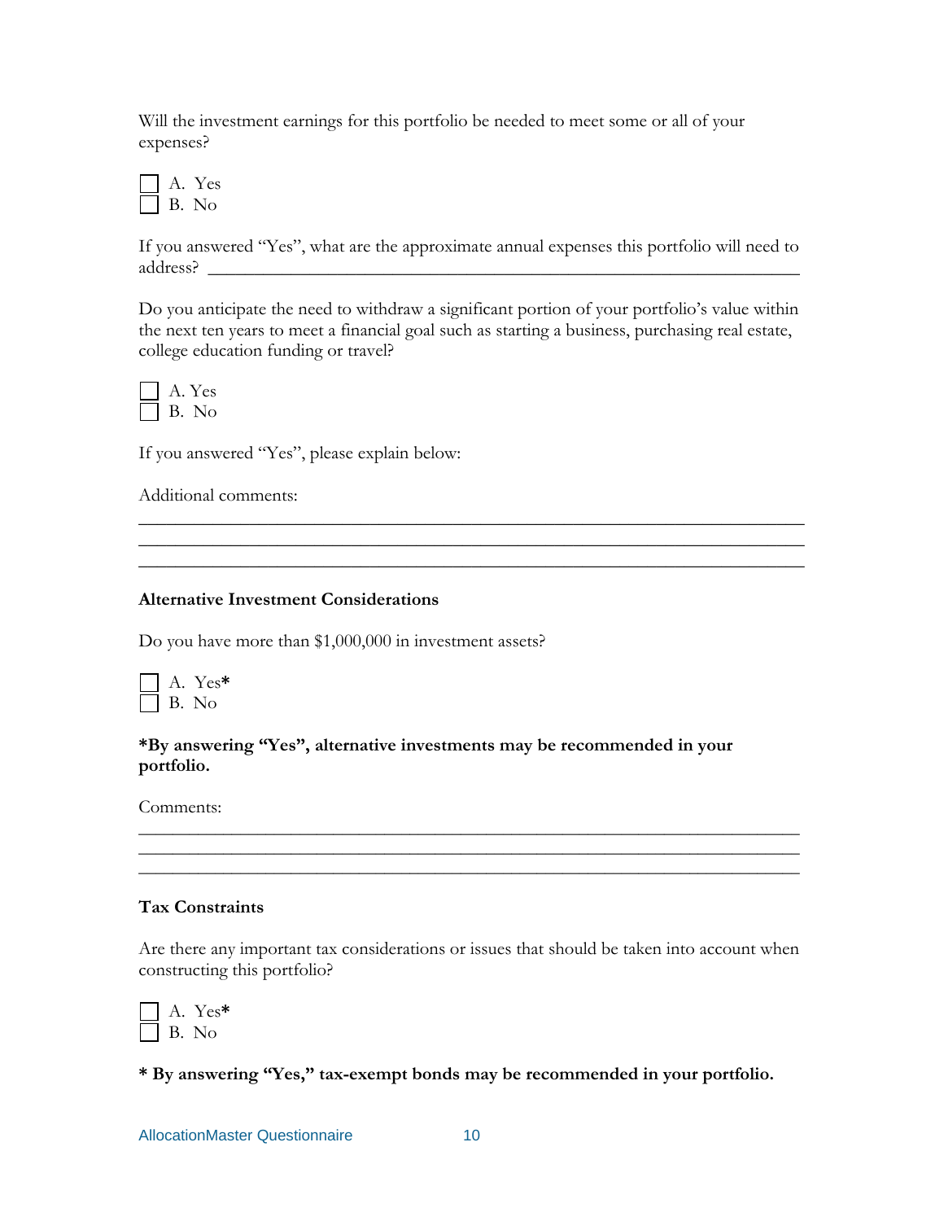Will the investment earnings for this portfolio be needed to meet some or all of your expenses?

- [ ] A. Yes
- [ ] B. No

If you answered "Yes", what are the approximate annual expenses this portfolio will need to address? ____________________________________________________________

Do you anticipate the need to withdraw a significant portion of your portfolio's value within the next ten years to meet a financial goal such as starting a business, purchasing real estate, college education funding or travel?

- [ ] A. Yes
- [ ] B. No

If you answered "Yes", please explain below:

Additional comments:

______________________________________________________________________
______________________________________________________________________
______________________________________________________________________

**Alternative Investment Considerations**

Do you have more than $1,000,000 in investment assets?

- [ ] A. Yes*
- [ ] B. No

***By answering "Yes", alternative investments may be recommended in your portfolio.**

Comments:

______________________________________________________________________
______________________________________________________________________
______________________________________________________________________

**Tax Constraints**

Are there any important tax considerations or issues that should be taken into account when constructing this portfolio?

- [ ] A. Yes*
- [ ] B. No

**\* By answering "Yes," tax-exempt bonds may be recommended in your portfolio.**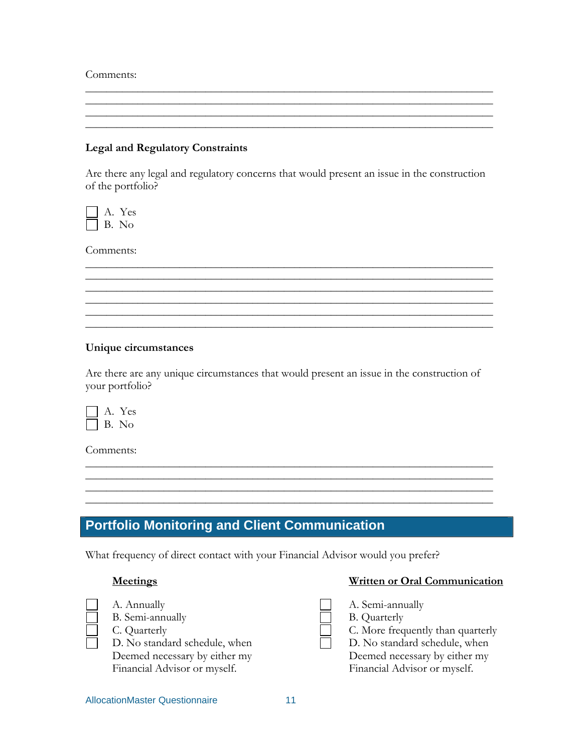Comments:

______________________________________________________________________
______________________________________________________________________
______________________________________________________________________
______________________________________________________________________

**Legal and Regulatory Constraints**

Are there any legal and regulatory concerns that would present an issue in the construction of the portfolio?

- ☐ A. Yes
- ☐ B. No

Comments:

______________________________________________________________________
______________________________________________________________________
______________________________________________________________________
______________________________________________________________________
______________________________________________________________________
______________________________________________________________________

**Unique circumstances**

Are there are any unique circumstances that would present an issue in the construction of your portfolio?

- ☐ A. Yes
- ☐ B. No

Comments:

______________________________________________________________________
______________________________________________________________________
______________________________________________________________________
______________________________________________________________________

## Portfolio Monitoring and Client Communication

What frequency of direct contact with your Financial Advisor would you prefer?

**Meetings**

- ☐ A. Annually
- ☐ B. Semi-annually
- ☐ C. Quarterly
- ☐ D. No standard schedule, when Deemed necessary by either my Financial Advisor or myself.

**Written or Oral Communication**

- ☐ A. Semi-annually
- ☐ B. Quarterly
- ☐ C. More frequently than quarterly
- ☐ D. No standard schedule, when Deemed necessary by either my Financial Advisor or myself.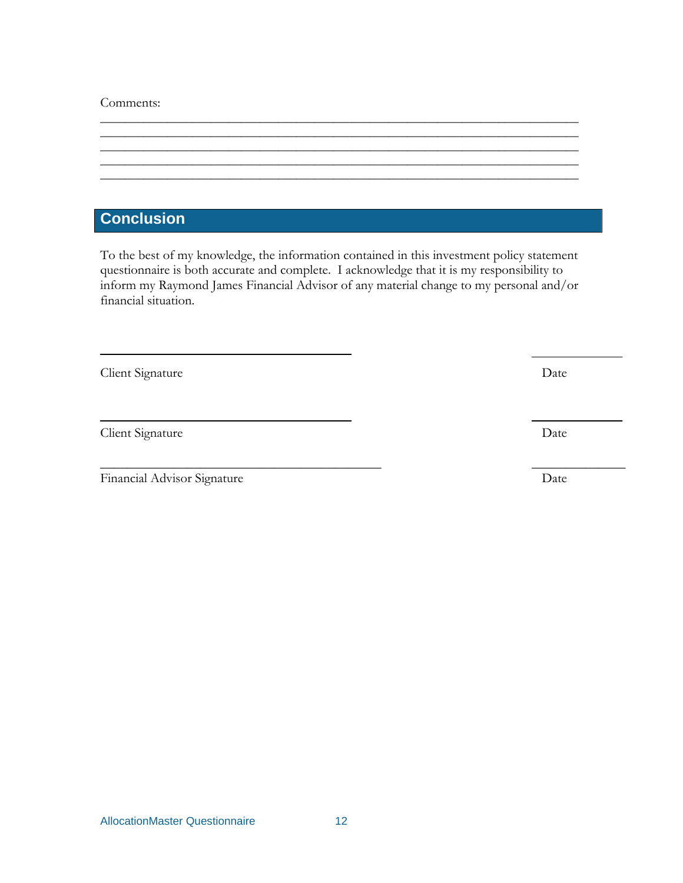Comments:

\_\_\_\_\_\_\_\_\_\_\_\_\_\_\_\_\_\_\_\_\_\_\_\_\_\_\_\_\_\_\_\_\_\_\_\_\_\_\_\_\_\_\_\_\_\_\_\_\_\_\_\_\_\_\_\_\_\_\_\_\_\_\_\_\_\_\_\_\_\_
\_\_\_\_\_\_\_\_\_\_\_\_\_\_\_\_\_\_\_\_\_\_\_\_\_\_\_\_\_\_\_\_\_\_\_\_\_\_\_\_\_\_\_\_\_\_\_\_\_\_\_\_\_\_\_\_\_\_\_\_\_\_\_\_\_\_\_\_\_\_
\_\_\_\_\_\_\_\_\_\_\_\_\_\_\_\_\_\_\_\_\_\_\_\_\_\_\_\_\_\_\_\_\_\_\_\_\_\_\_\_\_\_\_\_\_\_\_\_\_\_\_\_\_\_\_\_\_\_\_\_\_\_\_\_\_\_\_\_\_\_
\_\_\_\_\_\_\_\_\_\_\_\_\_\_\_\_\_\_\_\_\_\_\_\_\_\_\_\_\_\_\_\_\_\_\_\_\_\_\_\_\_\_\_\_\_\_\_\_\_\_\_\_\_\_\_\_\_\_\_\_\_\_\_\_\_\_\_\_\_\_
\_\_\_\_\_\_\_\_\_\_\_\_\_\_\_\_\_\_\_\_\_\_\_\_\_\_\_\_\_\_\_\_\_\_\_\_\_\_\_\_\_\_\_\_\_\_\_\_\_\_\_\_\_\_\_\_\_\_\_\_\_\_\_\_\_\_\_\_\_\_

## Conclusion

To the best of my knowledge, the information contained in this investment policy statement questionnaire is both accurate and complete. I acknowledge that it is my responsibility to inform my Raymond James Financial Advisor of any material change to my personal and/or financial situation.

\_\_\_\_\_\_\_\_\_\_\_\_\_\_\_\_\_\_\_\_\_\_\_\_\_\_\_\_\_\_\_\_\_\_\_\_ \_\_\_\_\_\_\_\_\_\_\_\_\_

Client Signature Date

\_\_\_\_\_\_\_\_\_\_\_\_\_\_\_\_\_\_\_\_\_\_\_\_\_\_\_\_\_\_\_\_\_\_\_\_ \_\_\_\_\_\_\_\_\_\_\_\_\_

Client Signature Date

\_\_\_\_\_\_\_\_\_\_\_\_\_\_\_\_\_\_\_\_\_\_\_\_\_\_\_\_\_\_\_\_\_\_\_\_\_\_\_\_\_ \_\_\_\_\_\_\_\_\_\_\_\_\_

Financial Advisor Signature Date